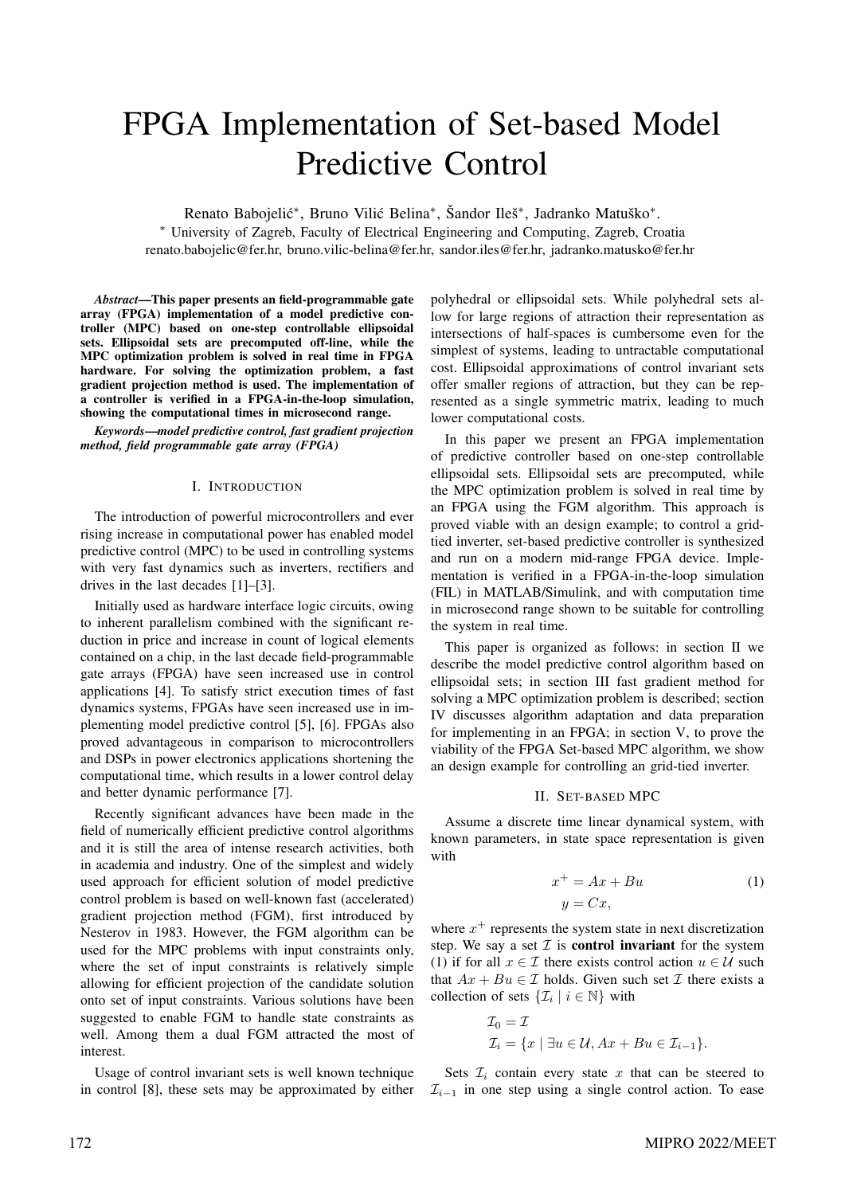# FPGA Implementation of Set-based Model Predictive Control

Renato Babojelić*, Bruno Vilić Belina*, Šandor Ileš*, Jadranko Matuško*.

* University of Zagreb, Faculty of Electrical Engineering and Computing, Zagreb, Croatia

renato.babojelic@fer.hr, bruno.vilic-belina@fer.hr, sandor.iles@fer.hr, jadranko.matusko@fer.hr

***Abstract*—This paper presents an field-programmable gate array (FPGA) implementation of a model predictive controller (MPC) based on one-step controllable ellipsoidal sets. Ellipsoidal sets are precomputed off-line, while the MPC optimization problem is solved in real time in FPGA hardware. For solving the optimization problem, a fast gradient projection method is used. The implementation of a controller is verified in a FPGA-in-the-loop simulation, showing the computational times in microsecond range.**

***Keywords*—*model predictive control, fast gradient projection method, field programmable gate array (FPGA)***

## I. Introduction

The introduction of powerful microcontrollers and ever rising increase in computational power has enabled model predictive control (MPC) to be used in controlling systems with very fast dynamics such as inverters, rectifiers and drives in the last decades [1]–[3].

Initially used as hardware interface logic circuits, owing to inherent parallelism combined with the significant reduction in price and increase in count of logical elements contained on a chip, in the last decade field-programmable gate arrays (FPGA) have seen increased use in control applications [4]. To satisfy strict execution times of fast dynamics systems, FPGAs have seen increased use in implementing model predictive control [5], [6]. FPGAs also proved advantageous in comparison to microcontrollers and DSPs in power electronics applications shortening the computational time, which results in a lower control delay and better dynamic performance [7].

Recently significant advances have been made in the field of numerically efficient predictive control algorithms and it is still the area of intense research activities, both in academia and industry. One of the simplest and widely used approach for efficient solution of model predictive control problem is based on well-known fast (accelerated) gradient projection method (FGM), first introduced by Nesterov in 1983. However, the FGM algorithm can be used for the MPC problems with input constraints only, where the set of input constraints is relatively simple allowing for efficient projection of the candidate solution onto set of input constraints. Various solutions have been suggested to enable FGM to handle state constraints as well. Among them a dual FGM attracted the most of interest.

Usage of control invariant sets is well known technique in control [8], these sets may be approximated by either polyhedral or ellipsoidal sets. While polyhedral sets allow for large regions of attraction their representation as intersections of half-spaces is cumbersome even for the simplest of systems, leading to untractable computational cost. Ellipsoidal approximations of control invariant sets offer smaller regions of attraction, but they can be represented as a single symmetric matrix, leading to much lower computational costs.

In this paper we present an FPGA implementation of predictive controller based on one-step controllable ellipsoidal sets. Ellipsoidal sets are precomputed, while the MPC optimization problem is solved in real time by an FPGA using the FGM algorithm. This approach is proved viable with an design example; to control a grid-tied inverter, set-based predictive controller is synthesized and run on a modern mid-range FPGA device. Implementation is verified in a FPGA-in-the-loop simulation (FIL) in MATLAB/Simulink, and with computation time in microsecond range shown to be suitable for controlling the system in real time.

This paper is organized as follows: in section II we describe the model predictive control algorithm based on ellipsoidal sets; in section III fast gradient method for solving a MPC optimization problem is described; section IV discusses algorithm adaptation and data preparation for implementing in an FPGA; in section V, to prove the viability of the FPGA Set-based MPC algorithm, we show an design example for controlling an grid-tied inverter.

## II. Set-based MPC

Assume a discrete time linear dynamical system, with known parameters, in state space representation is given with

$$
\begin{aligned}
x^+ &= Ax + Bu \\
y &= Cx,
\end{aligned}
\tag{1}
$$

where $x^+$ represents the system state in next discretization step. We say a set $\mathcal{I}$ is **control invariant** for the system (1) if for all $x \in \mathcal{I}$ there exists control action $u \in \mathcal{U}$ such that $Ax + Bu \in \mathcal{I}$ holds. Given such set $\mathcal{I}$ there exists a collection of sets $\{\mathcal{I}_i \mid i \in \mathbb{N}\}$ with

$$
\begin{aligned}
\mathcal{I}_0 &= \mathcal{I} \\
\mathcal{I}_i &= \{x \mid \exists u \in \mathcal{U}, Ax + Bu \in \mathcal{I}_{i-1}\}.
\end{aligned}
$$

Sets $\mathcal{I}_i$ contain every state $x$ that can be steered to $\mathcal{I}_{i-1}$ in one step using a single control action. To ease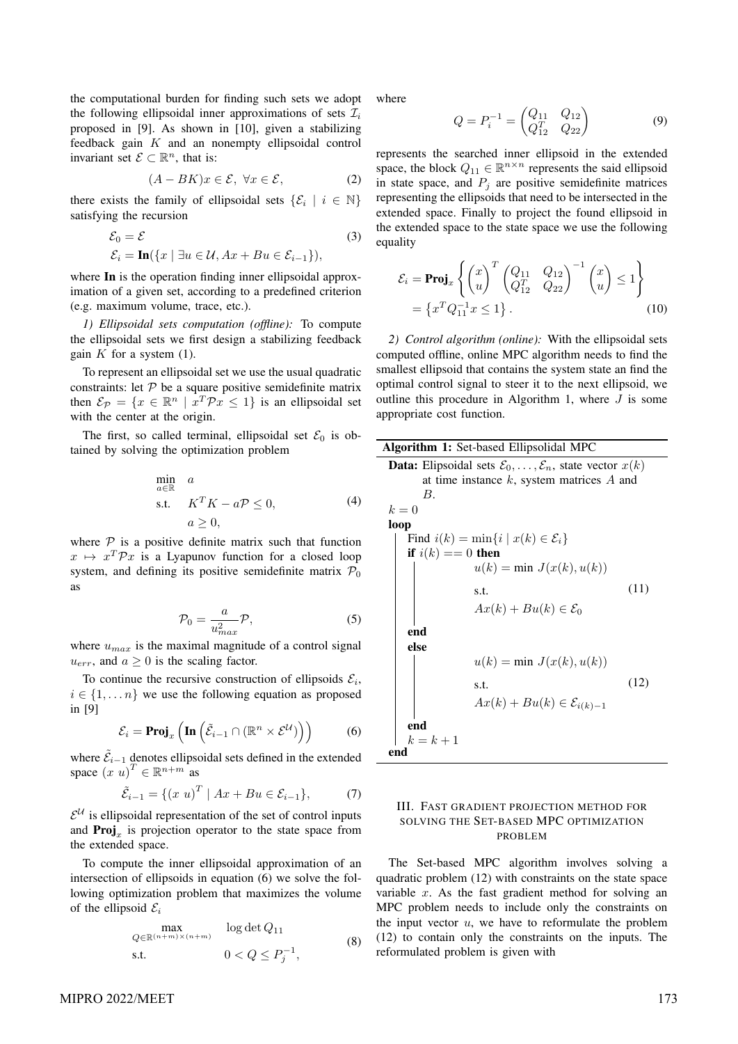the computational burden for finding such sets we adopt the following ellipsoidal inner approximations of sets $\mathcal{I}_i$ proposed in [9]. As shown in [10], given a stabilizing feedback gain $K$ and an nonempty ellipsoidal control invariant set $\mathcal{E} \subset \mathbb{R}^n$, that is:

$$(A - BK)x \in \mathcal{E},\ \forall x \in \mathcal{E}, \tag{2}$$

there exists the family of ellipsoidal sets $\{\mathcal{E}_i \mid i \in \mathbb{N}\}$ satisfying the recursion

$$\begin{aligned} &\mathcal{E}_0 = \mathcal{E} \\ &\mathcal{E}_i = \textbf{In}(\{x \mid \exists u \in \mathcal{U}, Ax + Bu \in \mathcal{E}_{i-1}\}), \end{aligned} \tag{3}$$

where **In** is the operation finding inner ellipsoidal approximation of a given set, according to a predefined criterion (e.g. maximum volume, trace, etc.).

*1) Ellipsoidal sets computation (offline):* To compute the ellipsoidal sets we first design a stabilizing feedback gain $K$ for a system (1).

To represent an ellipsoidal set we use the usual quadratic constraints: let $\mathcal{P}$ be a square positive semidefinite matrix then $\mathcal{E}_{\mathcal{P}} = \{x \in \mathbb{R}^n \mid x^T \mathcal{P} x \leq 1\}$ is an ellipsoidal set with the center at the origin.

The first, so called terminal, ellipsoidal set $\mathcal{E}_0$ is obtained by solving the optimization problem

$$\begin{aligned} \min_{a \in \mathbb{R}} \quad & a \\ \text{s.t.} \quad & K^T K - a\mathcal{P} \leq 0, \\ & a \geq 0, \end{aligned} \tag{4}$$

where $\mathcal{P}$ is a positive definite matrix such that function $x \mapsto x^T \mathcal{P} x$ is a Lyapunov function for a closed loop system, and defining its positive semidefinite matrix $\mathcal{P}_0$ as

$$\mathcal{P}_0 = \frac{a}{u_{max}^2} \mathcal{P}, \tag{5}$$

where $u_{max}$ is the maximal magnitude of a control signal $u_{err}$, and $a \geq 0$ is the scaling factor.

To continue the recursive construction of ellipsoids $\mathcal{E}_i$, $i \in \{1, \dots n\}$ we use the following equation as proposed in [9]

$$\mathcal{E}_i = \textbf{Proj}_x \left( \textbf{In} \left( \tilde{\mathcal{E}}_{i-1} \cap (\mathbb{R}^n \times \mathcal{E}^{\mathcal{U}}) \right) \right) \tag{6}$$

where $\tilde{\mathcal{E}}_{i-1}$ denotes ellipsoidal sets defined in the extended space $(x\ u)^T \in \mathbb{R}^{n+m}$ as

$$\tilde{\mathcal{E}}_{i-1} = \{(x\ u)^T \mid Ax + Bu \in \mathcal{E}_{i-1}\}, \tag{7}$$

$\mathcal{E}^{\mathcal{U}}$ is ellipsoidal representation of the set of control inputs and $\textbf{Proj}_x$ is projection operator to the state space from the extended space.

To compute the inner ellipsoidal approximation of an intersection of ellipsoids in equation (6) we solve the following optimization problem that maximizes the volume of the ellipsoid $\mathcal{E}_i$

$$\begin{aligned} \max_{Q \in \mathbb{R}^{(n+m)\times(n+m)}} \quad & \log\det Q_{11} \\ \text{s.t.} \quad & 0 < Q \leq P_j^{-1}, \end{aligned} \tag{8}$$

where

$$Q = P_i^{-1} = \begin{pmatrix} Q_{11} & Q_{12} \\ Q_{12}^T & Q_{22} \end{pmatrix} \tag{9}$$

represents the searched inner ellipsoid in the extended space, the block $Q_{11} \in \mathbb{R}^{n \times n}$ represents the said ellipsoid in state space, and $P_j$ are positive semidefinite matrices representing the ellipsoids that need to be intersected in the extended space. Finally to project the found ellipsoid in the extended space to the state space we use the following equality

$$\begin{aligned} \mathcal{E}_i &= \textbf{Proj}_x \left\{ \begin{pmatrix} x \\ u \end{pmatrix}^T \begin{pmatrix} Q_{11} & Q_{12} \\ Q_{12}^T & Q_{22} \end{pmatrix}^{-1} \begin{pmatrix} x \\ u \end{pmatrix} \leq 1 \right\} \\ &= \left\{ x^T Q_{11}^{-1} x \leq 1 \right\}. \end{aligned} \tag{10}$$

*2) Control algorithm (online):* With the ellipsoidal sets computed offline, online MPC algorithm needs to find the smallest ellipsoid that contains the system state an find the optimal control signal to steer it to the next ellipsoid, we outline this procedure in Algorithm 1, where $J$ is some appropriate cost function.

**Algorithm 1:** Set-based Ellipsolidal MPC

**Data:** Ellipsoidal sets $\mathcal{E}_0, \dots, \mathcal{E}_n$, state vector $x(k)$ at time instance $k$, system matrices $A$ and $B$.

$k = 0$
**loop**
  Find $i(k) = \min\{i \mid x(k) \in \mathcal{E}_i\}$
  **if** $i(k) == 0$ **then**

$$\begin{aligned} u(k) &= \min\ J(x(k), u(k)) \\ &\text{s.t.} \\ &Ax(k) + Bu(k) \in \mathcal{E}_0 \end{aligned} \tag{11}$$

  **end**
  **else**

$$\begin{aligned} u(k) &= \min\ J(x(k), u(k)) \\ &\text{s.t.} \\ &Ax(k) + Bu(k) \in \mathcal{E}_{i(k)-1} \end{aligned} \tag{12}$$

  **end**
  $k = k + 1$
**end**

## III. Fast gradient projection method for solving the Set-based MPC optimization problem

The Set-based MPC algorithm involves solving a quadratic problem (12) with constraints on the state space variable $x$. As the fast gradient method for solving an MPC problem needs to include only the constraints on the input vector $u$, we have to reformulate the problem (12) to contain only the constraints on the inputs. The reformulated problem is given with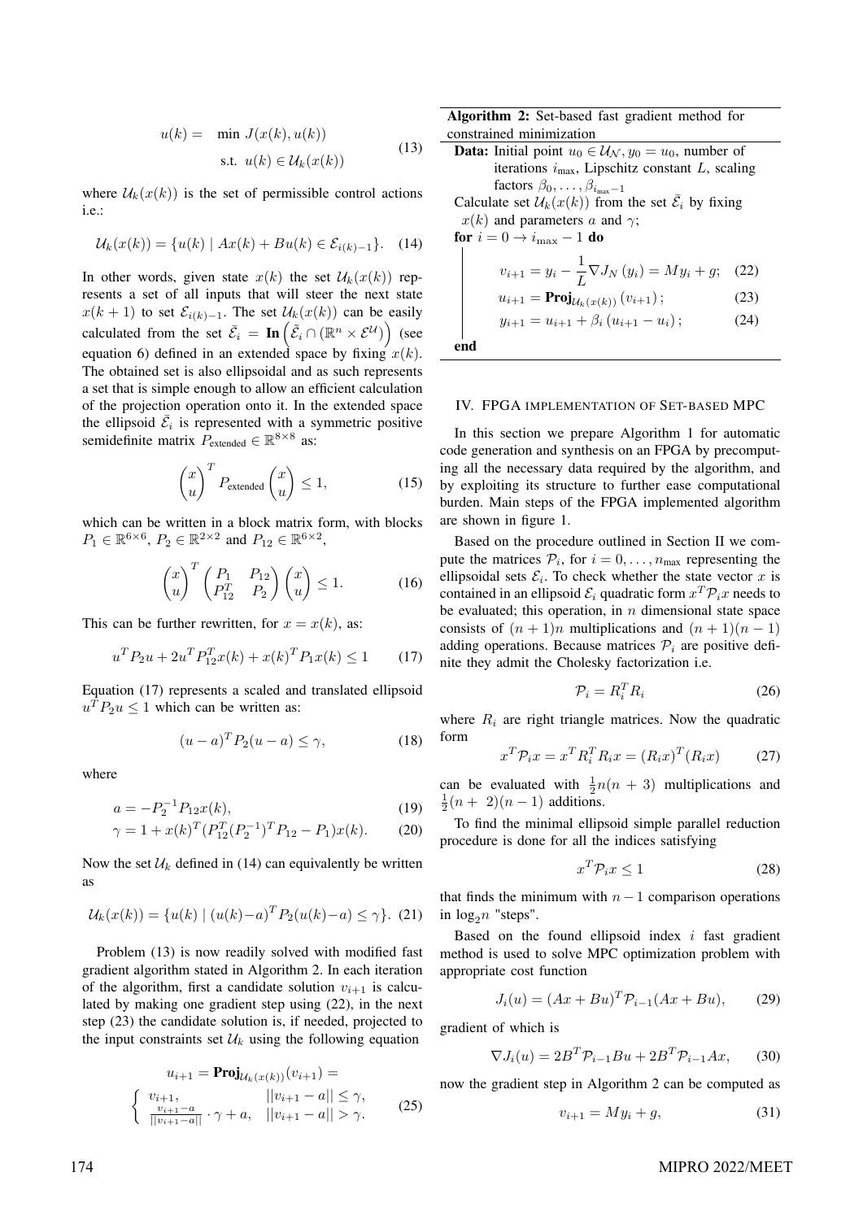$$u(k) = \min J(x(k), u(k)) \quad \text{s.t. } u(k) \in \mathcal{U}_k(x(k)) \tag{13}$$

where $\mathcal{U}_k(x(k))$ is the set of permissible control actions i.e.:

$$\mathcal{U}_k(x(k)) = \{u(k) \mid Ax(k) + Bu(k) \in \mathcal{E}_{i(k)-1}\}. \tag{14}$$

In other words, given state $x(k)$ the set $\mathcal{U}_k(x(k))$ represents a set of all inputs that will steer the next state $x(k+1)$ to set $\mathcal{E}_{i(k)-1}$. The set $\mathcal{U}_k(x(k))$ can be easily calculated from the set $\bar{\mathcal{E}}_i = \textbf{In}\left(\tilde{\mathcal{E}}_i \cap (\mathbb{R}^n \times \mathcal{E}^{\mathcal{U}})\right)$ (see equation 6) defined in an extended space by fixing $x(k)$. The obtained set is also ellipsoidal and as such represents a set that is simple enough to allow an efficient calculation of the projection operation onto it. In the extended space the ellipsoid $\bar{\mathcal{E}}_i$ is represented with a symmetric positive semidefinite matrix $P_{\text{extended}} \in \mathbb{R}^{8\times 8}$ as:

$$\begin{pmatrix} x \\ u \end{pmatrix}^T P_{\text{extended}} \begin{pmatrix} x \\ u \end{pmatrix} \leq 1, \tag{15}$$

which can be written in a block matrix form, with blocks $P_1 \in \mathbb{R}^{6\times 6}$, $P_2 \in \mathbb{R}^{2\times 2}$ and $P_{12} \in \mathbb{R}^{6\times 2}$,

$$\begin{pmatrix} x \\ u \end{pmatrix}^T \begin{pmatrix} P_1 & P_{12} \\ P_{12}^T & P_2 \end{pmatrix} \begin{pmatrix} x \\ u \end{pmatrix} \leq 1. \tag{16}$$

This can be further rewritten, for $x = x(k)$, as:

$$u^T P_2 u + 2u^T P_{12}^T x(k) + x(k)^T P_1 x(k) \leq 1 \tag{17}$$

Equation (17) represents a scaled and translated ellipsoid $u^T P_2 u \leq 1$ which can be written as:

$$(u-a)^T P_2 (u-a) \leq \gamma, \tag{18}$$

where

$$a = -P_2^{-1} P_{12} x(k), \tag{19}$$

$$\gamma = 1 + x(k)^T (P_{12}^T (P_2^{-1})^T P_{12} - P_1) x(k). \tag{20}$$

Now the set $\mathcal{U}_k$ defined in (14) can equivalently be written as

$$\mathcal{U}_k(x(k)) = \{u(k) \mid (u(k)-a)^T P_2 (u(k)-a) \leq \gamma\}. \tag{21}$$

Problem (13) is now readily solved with modified fast gradient algorithm stated in Algorithm 2. In each iteration of the algorithm, first a candidate solution $v_{i+1}$ is calculated by making one gradient step using (22), in the next step (23) the candidate solution is, if needed, projected to the input constraints set $\mathcal{U}_k$ using the following equation

$$u_{i+1} = \textbf{Proj}_{\mathcal{U}_k(x(k))}(v_{i+1}) = \begin{cases} v_{i+1}, & ||v_{i+1} - a|| \leq \gamma, \\ \frac{v_{i+1} - a}{||v_{i+1} - a||} \cdot \gamma + a, & ||v_{i+1} - a|| > \gamma. \end{cases} \tag{25}$$

**Algorithm 2:** Set-based fast gradient method for constrained minimization

**Data:** Initial point $u_0 \in \mathcal{U}_\mathcal{N}$, $y_0 = u_0$, number of iterations $i_{\max}$, Lipschitz constant $L$, scaling factors $\beta_0, \ldots, \beta_{i_{\max}-1}$

Calculate set $\mathcal{U}_k(x(k))$ from the set $\bar{\mathcal{E}}_i$ by fixing $x(k)$ and parameters $a$ and $\gamma$;

**for** $i = 0 \rightarrow i_{\max} - 1$ **do**

$$v_{i+1} = y_i - \frac{1}{L} \nabla J_N(y_i) = My_i + g; \tag{22}$$

$$u_{i+1} = \textbf{Proj}_{\mathcal{U}_k(x(k))}(v_{i+1}); \tag{23}$$

$$y_{i+1} = u_{i+1} + \beta_i (u_{i+1} - u_i); \tag{24}$$

**end**

## IV. FPGA IMPLEMENTATION OF SET-BASED MPC

In this section we prepare Algorithm 1 for automatic code generation and synthesis on an FPGA by precomputing all the necessary data required by the algorithm, and by exploiting its structure to further ease computational burden. Main steps of the FPGA implemented algorithm are shown in figure 1.

Based on the procedure outlined in Section II we compute the matrices $\mathcal{P}_i$, for $i = 0, \ldots, n_{\max}$ representing the ellipsoidal sets $\mathcal{E}_i$. To check whether the state vector $x$ is contained in an ellipsoid $\mathcal{E}_i$ quadratic form $x^T \mathcal{P}_i x$ needs to be evaluated; this operation, in $n$ dimensional state space consists of $(n+1)n$ multiplications and $(n+1)(n-1)$ adding operations. Because matrices $\mathcal{P}_i$ are positive definite they admit the Cholesky factorization i.e.

$$\mathcal{P}_i = R_i^T R_i \tag{26}$$

where $R_i$ are right triangle matrices. Now the quadratic form

$$x^T \mathcal{P}_i x = x^T R_i^T R_i x = (R_i x)^T (R_i x) \tag{27}$$

can be evaluated with $\frac{1}{2}n(n+3)$ multiplications and $\frac{1}{2}(n+2)(n-1)$ additions.

To find the minimal ellipsoid simple parallel reduction procedure is done for all the indices satisfying

$$x^T \mathcal{P}_i x \leq 1 \tag{28}$$

that finds the minimum with $n-1$ comparison operations in $\log_2 n$ "steps".

Based on the found ellipsoid index $i$ fast gradient method is used to solve MPC optimization problem with appropriate cost function

$$J_i(u) = (Ax + Bu)^T \mathcal{P}_{i-1} (Ax + Bu), \tag{29}$$

gradient of which is

$$\nabla J_i(u) = 2B^T \mathcal{P}_{i-1} Bu + 2B^T \mathcal{P}_{i-1} Ax, \tag{30}$$

now the gradient step in Algorithm 2 can be computed as

$$v_{i+1} = My_i + g, \tag{31}$$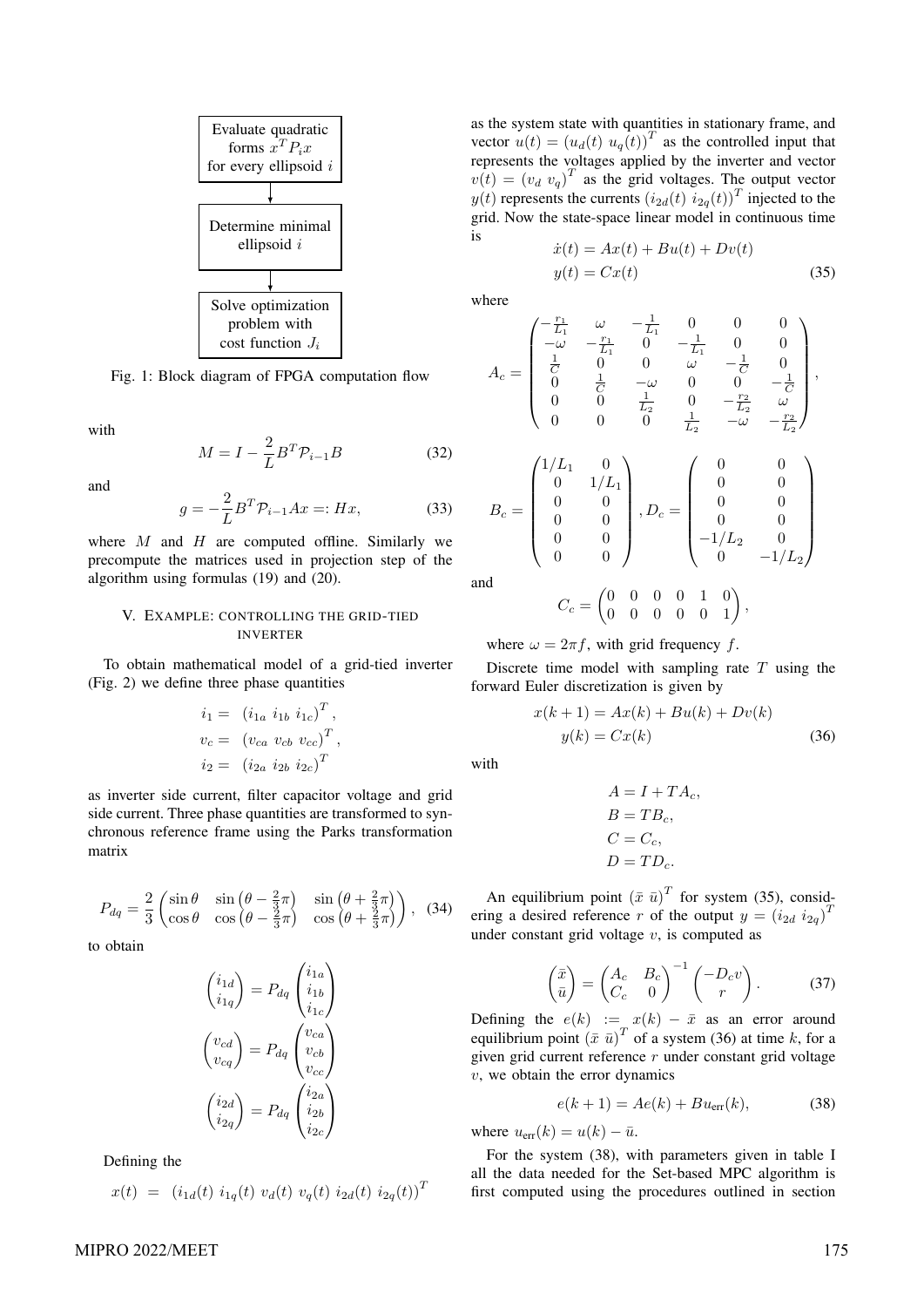Evaluate quadratic forms $x^T P_i x$ for every ellipsoid $i$

Determine minimal ellipsoid $i$

Solve optimization problem with cost function $J_i$

Fig. 1: Block diagram of FPGA computation flow

with

$$M = I - \frac{2}{L} B^T \mathcal{P}_{i-1} B \tag{32}$$

and

$$g = -\frac{2}{L} B^T \mathcal{P}_{i-1} A x =: Hx, \tag{33}$$

where $M$ and $H$ are computed offline. Similarly we precompute the matrices used in projection step of the algorithm using formulas (19) and (20).

## V. Example: Controlling the Grid-Tied Inverter

To obtain mathematical model of a grid-tied inverter (Fig. 2) we define three phase quantities

$$\begin{aligned} i_1 &= \left(i_{1a}\ i_{1b}\ i_{1c}\right)^T, \\ v_c &= \left(v_{ca}\ v_{cb}\ v_{cc}\right)^T, \\ i_2 &= \left(i_{2a}\ i_{2b}\ i_{2c}\right)^T \end{aligned}$$

as inverter side current, filter capacitor voltage and grid side current. Three phase quantities are transformed to synchronous reference frame using the Parks transformation matrix

$$P_{dq} = \frac{2}{3} \begin{pmatrix} \sin\theta & \sin\left(\theta - \frac{2}{3}\pi\right) & \sin\left(\theta + \frac{2}{3}\pi\right) \\ \cos\theta & \cos\left(\theta - \frac{2}{3}\pi\right) & \cos\left(\theta + \frac{2}{3}\pi\right) \end{pmatrix}, \tag{34}$$

to obtain

$$\begin{pmatrix} i_{1d} \\ i_{1q} \end{pmatrix} = P_{dq} \begin{pmatrix} i_{1a} \\ i_{1b} \\ i_{1c} \end{pmatrix}$$

$$\begin{pmatrix} v_{cd} \\ v_{cq} \end{pmatrix} = P_{dq} \begin{pmatrix} v_{ca} \\ v_{cb} \\ v_{cc} \end{pmatrix}$$

$$\begin{pmatrix} i_{2d} \\ i_{2q} \end{pmatrix} = P_{dq} \begin{pmatrix} i_{2a} \\ i_{2b} \\ i_{2c} \end{pmatrix}$$

Defining the

$$x(t) = \left(i_{1d}(t)\ i_{1q}(t)\ v_d(t)\ v_q(t)\ i_{2d}(t)\ i_{2q}(t)\right)^T$$

as the system state with quantities in stationary frame, and vector $u(t) = \left(u_d(t)\ u_q(t)\right)^T$ as the controlled input that represents the voltages applied by the inverter and vector $v(t) = \left(v_d\ v_q\right)^T$ as the grid voltages. The output vector $y(t)$ represents the currents $\left(i_{2d}(t)\ i_{2q}(t)\right)^T$ injected to the grid. Now the state-space linear model in continuous time is

$$\begin{aligned} \dot{x}(t) &= Ax(t) + Bu(t) + Dv(t) \\ y(t) &= Cx(t) \end{aligned} \tag{35}$$

where

$$A_c = \begin{pmatrix} -\frac{r_1}{L_1} & \omega & -\frac{1}{L_1} & 0 & 0 & 0 \\ -\omega & -\frac{r_1}{L_1} & 0 & -\frac{1}{L_1} & 0 & 0 \\ \frac{1}{C} & 0 & 0 & \omega & -\frac{1}{C} & 0 \\ 0 & \frac{1}{C} & -\omega & 0 & 0 & -\frac{1}{C} \\ 0 & 0 & \frac{1}{L_2} & 0 & -\frac{r_2}{L_2} & \omega \\ 0 & 0 & 0 & \frac{1}{L_2} & -\omega & -\frac{r_2}{L_2} \end{pmatrix},$$

$$B_c = \begin{pmatrix} 1/L_1 & 0 \\ 0 & 1/L_1 \\ 0 & 0 \\ 0 & 0 \\ 0 & 0 \\ 0 & 0 \end{pmatrix}, D_c = \begin{pmatrix} 0 & 0 \\ 0 & 0 \\ 0 & 0 \\ 0 & 0 \\ -1/L_2 & 0 \\ 0 & -1/L_2 \end{pmatrix}$$

and

$$C_c = \begin{pmatrix} 0 & 0 & 0 & 0 & 1 & 0 \\ 0 & 0 & 0 & 0 & 0 & 1 \end{pmatrix},$$

where $\omega = 2\pi f$, with grid frequency $f$.

Discrete time model with sampling rate $T$ using the forward Euler discretization is given by

$$\begin{aligned} x(k+1) &= Ax(k) + Bu(k) + Dv(k) \\ y(k) &= Cx(k) \end{aligned} \tag{36}$$

with

$$\begin{aligned} A &= I + TA_c, \\ B &= TB_c, \\ C &= C_c, \\ D &= TD_c. \end{aligned}$$

An equilibrium point $(\bar{x}\ \bar{u})^T$ for system (35), considering a desired reference $r$ of the output $y = \left(i_{2d}\ i_{2q}\right)^T$ under constant grid voltage $v$, is computed as

$$\begin{pmatrix} \bar{x} \\ \bar{u} \end{pmatrix} = \begin{pmatrix} A_c & B_c \\ C_c & 0 \end{pmatrix}^{-1} \begin{pmatrix} -D_c v \\ r \end{pmatrix}. \tag{37}$$

Defining the $e(k) := x(k) - \bar{x}$ as an error around equilibrium point $(\bar{x}\ \bar{u})^T$ of a system (36) at time $k$, for a given grid current reference $r$ under constant grid voltage $v$, we obtain the error dynamics

$$e(k+1) = Ae(k) + Bu_{\text{err}}(k), \tag{38}$$

where $u_{\text{err}}(k) = u(k) - \bar{u}$.

For the system (38), with parameters given in table I all the data needed for the Set-based MPC algorithm is first computed using the procedures outlined in section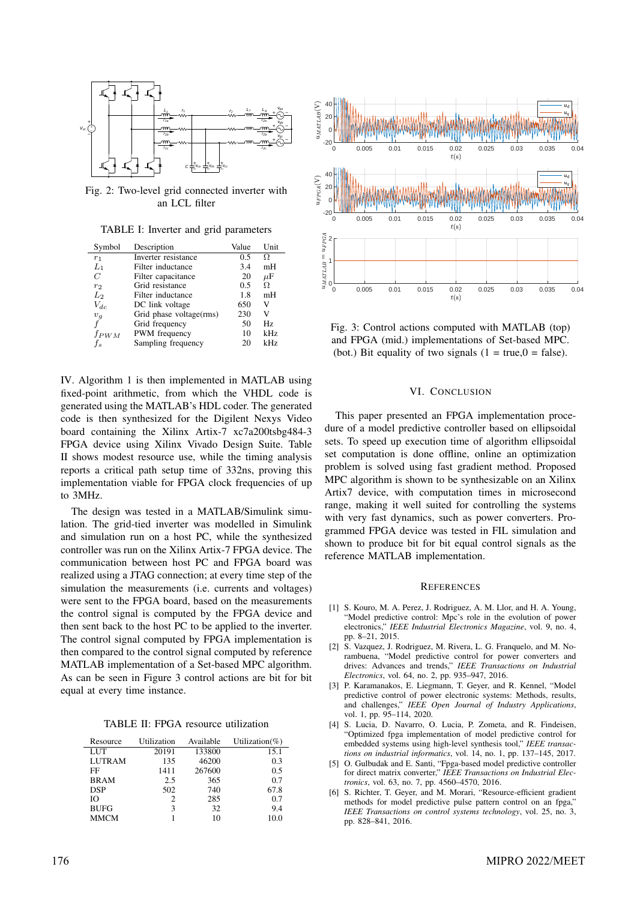Fig. 2: Two-level grid connected inverter with an LCL filter

TABLE I: Inverter and grid parameters

| Symbol | Description | Value | Unit |
|---|---|---|---|
| $r_1$ | Inverter resistance | 0.5 | Ω |
| $L_1$ | Filter inductance | 3.4 | mH |
| $C$ | Filter capacitance | 20 | $\mu$F |
| $r_2$ | Grid resistance | 0.5 | Ω |
| $L_2$ | Filter inductance | 1.8 | mH |
| $V_{dc}$ | DC link voltage | 650 | V |
| $v_g$ | Grid phase voltage(rms) | 230 | V |
| $f$ | Grid frequency | 50 | Hz |
| $f_{PWM}$ | PWM frequency | 10 | kHz |
| $f_s$ | Sampling frequency | 20 | kHz |

IV. Algorithm 1 is then implemented in MATLAB using fixed-point arithmetic, from which the VHDL code is generated using the MATLAB's HDL coder. The generated code is then synthesized for the Digilent Nexys Video board containing the Xilinx Artix-7 xc7a200tsbg484-3 FPGA device using Xilinx Vivado Design Suite. Table II shows modest resource use, while the timing analysis reports a critical path setup time of 332ns, proving this implementation viable for FPGA clock frequencies of up to 3MHz.

The design was tested in a MATLAB/Simulink simulation. The grid-tied inverter was modelled in Simulink and simulation run on a host PC, while the synthesized controller was run on the Xilinx Artix-7 FPGA device. The communication between host PC and FPGA board was realized using a JTAG connection; at every time step of the simulation the measurements (i.e. currents and voltages) were sent to the FPGA board, based on the measurements the control signal is computed by the FPGA device and then sent back to the host PC to be applied to the inverter. The control signal computed by FPGA implementation is then compared to the control signal computed by reference MATLAB implementation of a Set-based MPC algorithm. As can be seen in Figure 3 control actions are bit for bit equal at every time instance.

TABLE II: FPGA resource utilization

| Resource | Utilization | Available | Utilization(%) |
|---|---|---|---|
| LUT | 20191 | 133800 | 15.1 |
| LUTRAM | 135 | 46200 | 0.3 |
| FF | 1411 | 267600 | 0.5 |
| BRAM | 2.5 | 365 | 0.7 |
| DSP | 502 | 740 | 67.8 |
| IO | 2 | 285 | 0.7 |
| BUFG | 3 | 32 | 9.4 |
| MMCM | 1 | 10 | 10.0 |

$u_{MATLAB}$(V)
$u_d$
$u_q$
40
20
0
-20
0 0.005 0.01 0.015 0.02 0.025 0.03 0.035 0.04
$t(s)$

$u_{FPGA}$(V)
$u_d$
$u_q$
40
20
0
-20
0 0.005 0.01 0.015 0.02 0.025 0.03 0.035 0.04
$t(s)$

$u_{MATLAB} = u_{FPGA}$
2
1
0
0 0.005 0.01 0.015 0.02 0.025 0.03 0.035 0.04
$t(s)$

Fig. 3: Control actions computed with MATLAB (top) and FPGA (mid.) implementations of Set-based MPC. (bot.) Bit equality of two signals (1 = true,0 = false).

## VI. Conclusion

This paper presented an FPGA implementation procedure of a model predictive controller based on ellipsoidal sets. To speed up execution time of algorithm ellipsoidal set computation is done offline, online an optimization problem is solved using fast gradient method. Proposed MPC algorithm is shown to be synthesizable on an Xilinx Artix7 device, with computation times in microsecond range, making it well suited for controlling the systems with very fast dynamics, such as power converters. Programmed FPGA device was tested in FIL simulation and shown to produce bit for bit equal control signals as the reference MATLAB implementation.

## References

[1] S. Kouro, M. A. Perez, J. Rodriguez, A. M. Llor, and H. A. Young, "Model predictive control: Mpc's role in the evolution of power electronics," *IEEE Industrial Electronics Magazine*, vol. 9, no. 4, pp. 8–21, 2015.

[2] S. Vazquez, J. Rodriguez, M. Rivera, L. G. Franquelo, and M. Norambuena, "Model predictive control for power converters and drives: Advances and trends," *IEEE Transactions on Industrial Electronics*, vol. 64, no. 2, pp. 935–947, 2016.

[3] P. Karamanakos, E. Liegmann, T. Geyer, and R. Kennel, "Model predictive control of power electronic systems: Methods, results, and challenges," *IEEE Open Journal of Industry Applications*, vol. 1, pp. 95–114, 2020.

[4] S. Lucia, D. Navarro, O. Lucia, P. Zometa, and R. Findeisen, "Optimized fpga implementation of model predictive control for embedded systems using high-level synthesis tool," *IEEE transactions on industrial informatics*, vol. 14, no. 1, pp. 137–145, 2017.

[5] O. Gulbudak and E. Santi, "Fpga-based model predictive controller for direct matrix converter," *IEEE Transactions on Industrial Electronics*, vol. 63, no. 7, pp. 4560–4570, 2016.

[6] S. Richter, T. Geyer, and M. Morari, "Resource-efficient gradient methods for model predictive pulse pattern control on an fpga," *IEEE Transactions on control systems technology*, vol. 25, no. 3, pp. 828–841, 2016.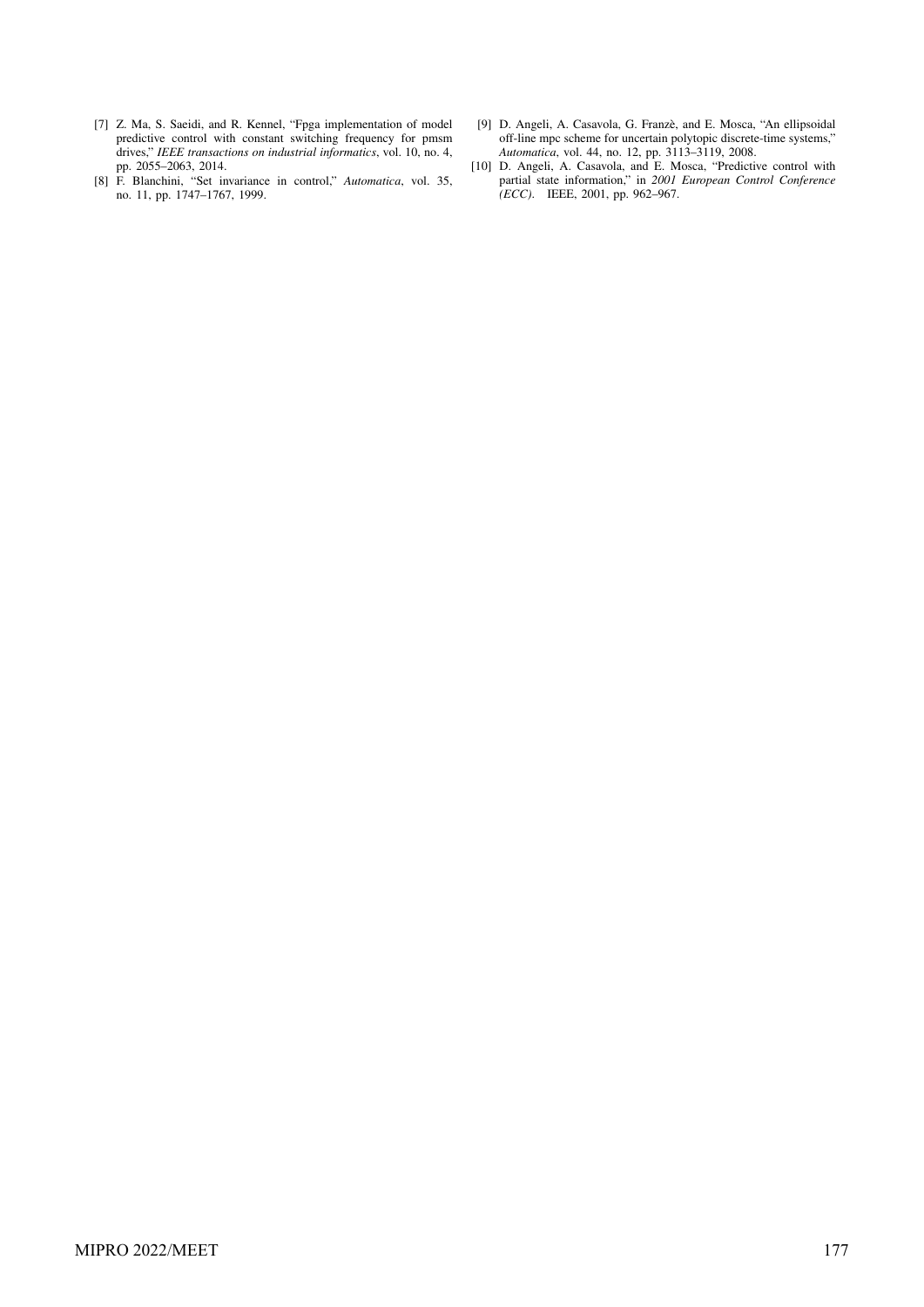[7] Z. Ma, S. Saeidi, and R. Kennel, "Fpga implementation of model predictive control with constant switching frequency for pmsm drives," *IEEE transactions on industrial informatics*, vol. 10, no. 4, pp. 2055–2063, 2014.

[8] F. Blanchini, "Set invariance in control," *Automatica*, vol. 35, no. 11, pp. 1747–1767, 1999.

[9] D. Angeli, A. Casavola, G. Franzè, and E. Mosca, "An ellipsoidal off-line mpc scheme for uncertain polytopic discrete-time systems," *Automatica*, vol. 44, no. 12, pp. 3113–3119, 2008.

[10] D. Angeli, A. Casavola, and E. Mosca, "Predictive control with partial state information," in *2001 European Control Conference (ECC)*. IEEE, 2001, pp. 962–967.